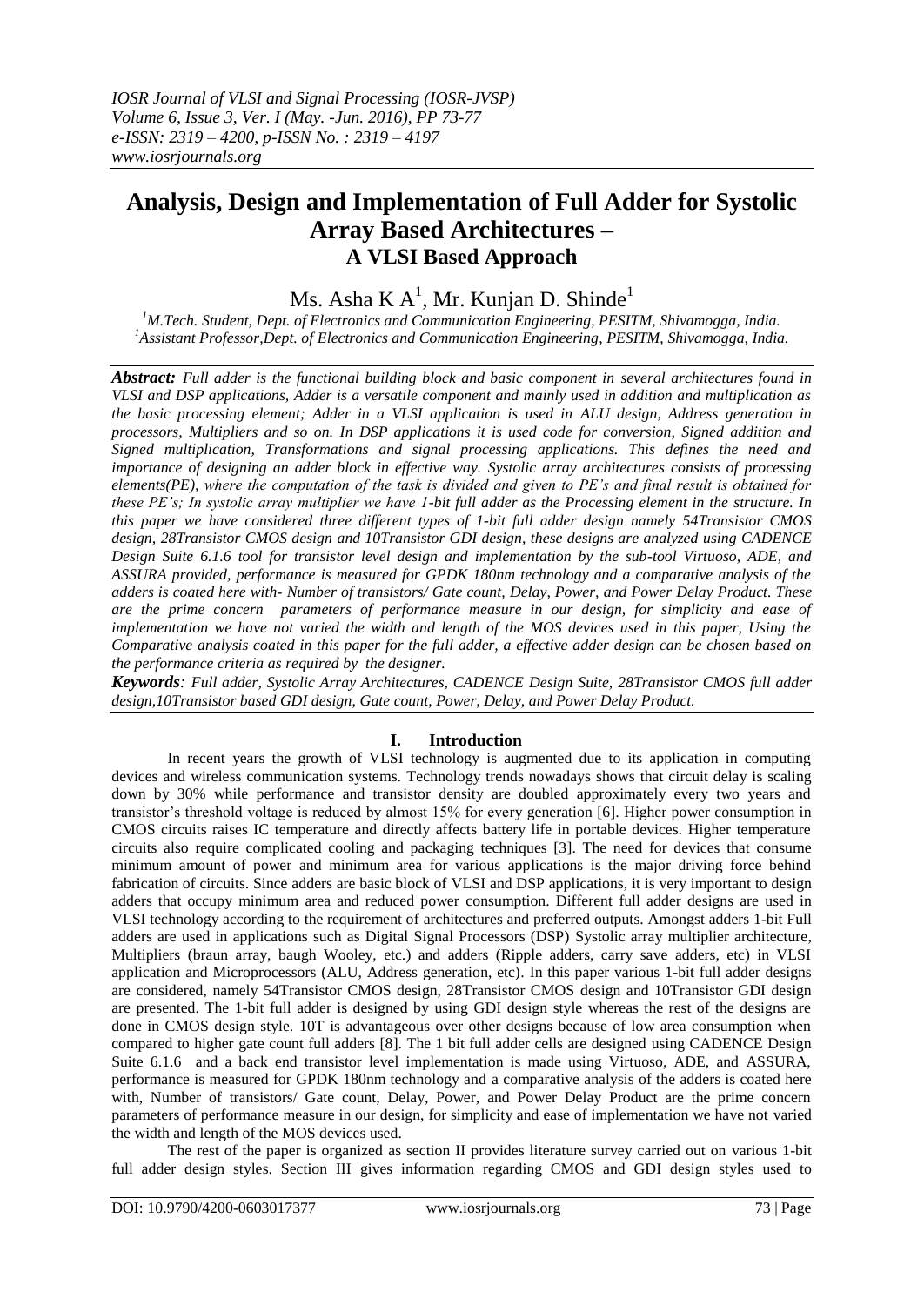# Analysis, Design and Implementation of Full Adder for Systolic Array Based Architectures – A VLSI Based Approach

Ms. Asha K A[1], Mr. Kunjan D. Shinde[1]

[1]M.Tech. Student, Dept. of Electronics and Communication Engineering, PESITM, Shivamogga, India.
[1]Assistant Professor,Dept. of Electronics and Communication Engineering, PESITM, Shivamogga, India.

***Abstract:*** *Full adder is the functional building block and basic component in several architectures found in VLSI and DSP applications, Adder is a versatile component and mainly used in addition and multiplication as the basic processing element; Adder in a VLSI application is used in ALU design, Address generation in processors, Multipliers and so on. In DSP applications it is used code for conversion, Signed addition and Signed multiplication, Transformations and signal processing applications. This defines the need and importance of designing an adder block in effective way. Systolic array architectures consists of processing elements(PE), where the computation of the task is divided and given to PE's and final result is obtained for these PE's; In systolic array multiplier we have 1-bit full adder as the Processing element in the structure. In this paper we have considered three different types of 1-bit full adder design namely 54Transistor CMOS design, 28Transistor CMOS design and 10Transistor GDI design, these designs are analyzed using CADENCE Design Suite 6.1.6 tool for transistor level design and implementation by the sub-tool Virtuoso, ADE, and ASSURA provided, performance is measured for GPDK 180nm technology and a comparative analysis of the adders is coated here with- Number of transistors/ Gate count, Delay, Power, and Power Delay Product. These are the prime concern parameters of performance measure in our design, for simplicity and ease of implementation we have not varied the width and length of the MOS devices used in this paper, Using the Comparative analysis coated in this paper for the full adder, a effective adder design can be chosen based on the performance criteria as required by the designer.*

***Keywords****: Full adder, Systolic Array Architectures, CADENCE Design Suite, 28Transistor CMOS full adder design,10Transistor based GDI design, Gate count, Power, Delay, and Power Delay Product.*

## I. Introduction

In recent years the growth of VLSI technology is augmented due to its application in computing devices and wireless communication systems. Technology trends nowadays shows that circuit delay is scaling down by 30% while performance and transistor density are doubled approximately every two years and transistor's threshold voltage is reduced by almost 15% for every generation [6]. Higher power consumption in CMOS circuits raises IC temperature and directly affects battery life in portable devices. Higher temperature circuits also require complicated cooling and packaging techniques [3]. The need for devices that consume minimum amount of power and minimum area for various applications is the major driving force behind fabrication of circuits. Since adders are basic block of VLSI and DSP applications, it is very important to design adders that occupy minimum area and reduced power consumption. Different full adder designs are used in VLSI technology according to the requirement of architectures and preferred outputs. Amongst adders 1-bit Full adders are used in applications such as Digital Signal Processors (DSP) Systolic array multiplier architecture, Multipliers (braun array, baugh Wooley, etc.) and adders (Ripple adders, carry save adders, etc) in VLSI application and Microprocessors (ALU, Address generation, etc). In this paper various 1-bit full adder designs are considered, namely 54Transistor CMOS design, 28Transistor CMOS design and 10Transistor GDI design are presented. The 1-bit full adder is designed by using GDI design style whereas the rest of the designs are done in CMOS design style. 10T is advantageous over other designs because of low area consumption when compared to higher gate count full adders [8]. The 1 bit full adder cells are designed using CADENCE Design Suite 6.1.6 and a back end transistor level implementation is made using Virtuoso, ADE, and ASSURA, performance is measured for GPDK 180nm technology and a comparative analysis of the adders is coated here with, Number of transistors/ Gate count, Delay, Power, and Power Delay Product are the prime concern parameters of performance measure in our design, for simplicity and ease of implementation we have not varied the width and length of the MOS devices used.

The rest of the paper is organized as section II provides literature survey carried out on various 1-bit full adder design styles. Section III gives information regarding CMOS and GDI design styles used to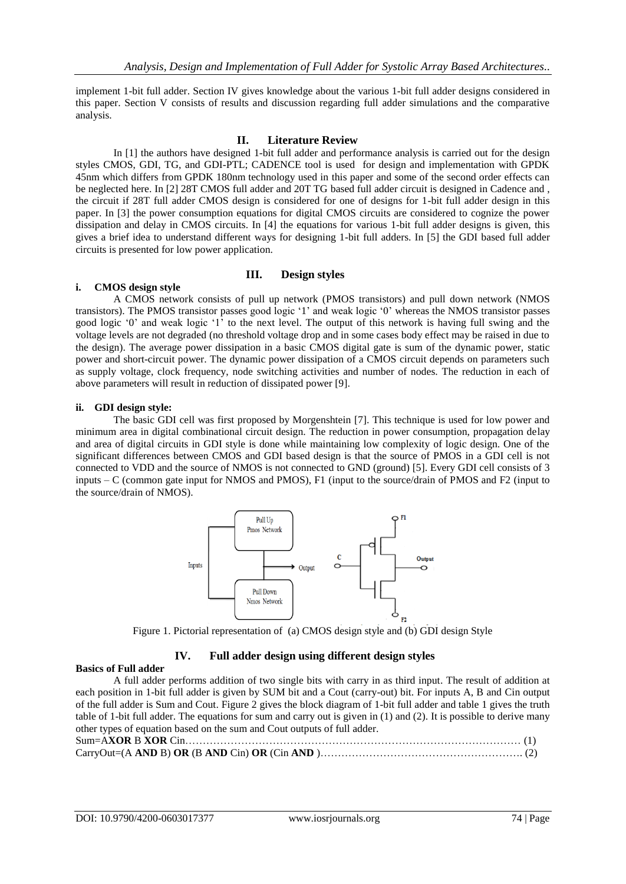implement 1-bit full adder. Section IV gives knowledge about the various 1-bit full adder designs considered in this paper. Section V consists of results and discussion regarding full adder simulations and the comparative analysis.

## II. Literature Review

In [1] the authors have designed 1-bit full adder and performance analysis is carried out for the design styles CMOS, GDI, TG, and GDI-PTL; CADENCE tool is used for design and implementation with GPDK 45nm which differs from GPDK 180nm technology used in this paper and some of the second order effects can be neglected here. In [2] 28T CMOS full adder and 20T TG based full adder circuit is designed in Cadence and , the circuit if 28T full adder CMOS design is considered for one of designs for 1-bit full adder design in this paper. In [3] the power consumption equations for digital CMOS circuits are considered to cognize the power dissipation and delay in CMOS circuits. In [4] the equations for various 1-bit full adder designs is given, this gives a brief idea to understand different ways for designing 1-bit full adders. In [5] the GDI based full adder circuits is presented for low power application.

## III. Design styles

### i. CMOS design style

A CMOS network consists of pull up network (PMOS transistors) and pull down network (NMOS transistors). The PMOS transistor passes good logic '1' and weak logic '0' whereas the NMOS transistor passes good logic '0' and weak logic '1' to the next level. The output of this network is having full swing and the voltage levels are not degraded (no threshold voltage drop and in some cases body effect may be raised in due to the design). The average power dissipation in a basic CMOS digital gate is sum of the dynamic power, static power and short-circuit power. The dynamic power dissipation of a CMOS circuit depends on parameters such as supply voltage, clock frequency, node switching activities and number of nodes. The reduction in each of above parameters will result in reduction of dissipated power [9].

### ii. GDI design style:

The basic GDI cell was first proposed by Morgenshtein [7]. This technique is used for low power and minimum area in digital combinational circuit design. The reduction in power consumption, propagation delay and area of digital circuits in GDI style is done while maintaining low complexity of logic design. One of the significant differences between CMOS and GDI based design is that the source of PMOS in a GDI cell is not connected to VDD and the source of NMOS is not connected to GND (ground) [5]. Every GDI cell consists of 3 inputs – C (common gate input for NMOS and PMOS), F1 (input to the source/drain of PMOS and F2 (input to the source/drain of NMOS).

Figure 1. Pictorial representation of (a) CMOS design style and (b) GDI design Style

## IV. Full adder design using different design styles

**Basics of Full adder**

A full adder performs addition of two single bits with carry in as third input. The result of addition at each position in 1-bit full adder is given by SUM bit and a Cout (carry-out) bit. For inputs A, B and Cin output of the full adder is Sum and Cout. Figure 2 gives the block diagram of 1-bit full adder and table 1 gives the truth table of 1-bit full adder. The equations for sum and carry out is given in (1) and (2). It is possible to derive many other types of equation based on the sum and Cout outputs of full adder.

Sum=A**XOR** B **XOR** Cin…………………………………………………………………………………… (1)

CarryOut=(A **AND** B) **OR** (B **AND** Cin) **OR** (Cin **AND** )…………………………………………………. (2)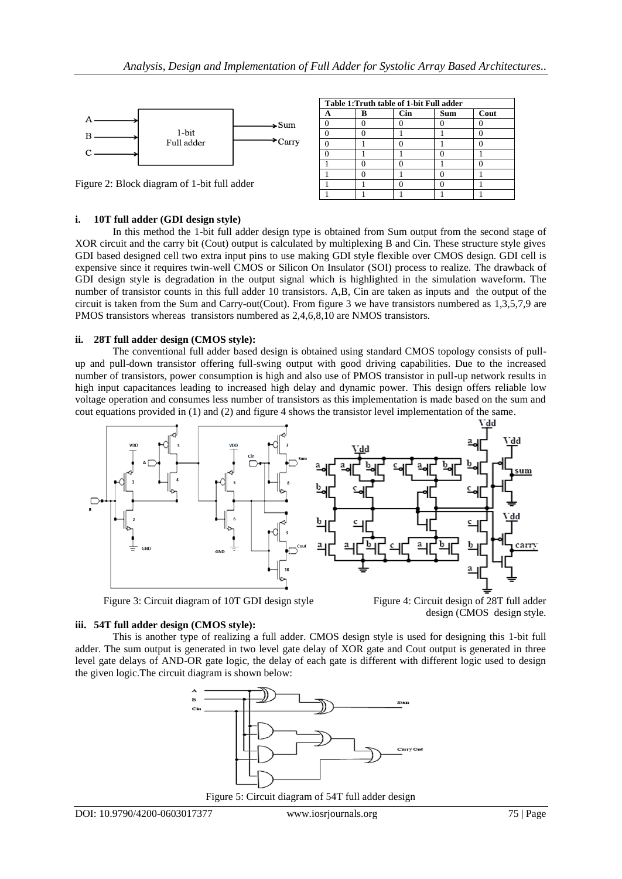Figure 2: Block diagram of 1-bit full adder

| Table 1:Truth table of 1-bit Full adder | | | | |
|---|---|---|---|---|
| **A** | **B** | **Cin** | **Sum** | **Cout** |
| 0 | 0 | 0 | 0 | 0 |
| 0 | 0 | 1 | 1 | 0 |
| 0 | 1 | 0 | 1 | 0 |
| 0 | 1 | 1 | 0 | 1 |
| 1 | 0 | 0 | 1 | 0 |
| 1 | 0 | 1 | 0 | 1 |
| 1 | 1 | 0 | 0 | 1 |
| 1 | 1 | 1 | 1 | 1 |

#### i. 10T full adder (GDI design style)

In this method the 1-bit full adder design type is obtained from Sum output from the second stage of XOR circuit and the carry bit (Cout) output is calculated by multiplexing B and Cin. These structure style gives GDI based designed cell two extra input pins to use making GDI style flexible over CMOS design. GDI cell is expensive since it requires twin-well CMOS or Silicon On Insulator (SOI) process to realize. The drawback of GDI design style is degradation in the output signal which is highlighted in the simulation waveform. The number of transistor counts in this full adder 10 transistors. A,B, Cin are taken as inputs and the output of the circuit is taken from the Sum and Carry-out(Cout). From figure 3 we have transistors numbered as 1,3,5,7,9 are PMOS transistors whereas transistors numbered as 2,4,6,8,10 are NMOS transistors.

#### ii. 28T full adder design (CMOS style):

The conventional full adder based design is obtained using standard CMOS topology consists of pull-up and pull-down transistor offering full-swing output with good driving capabilities. Due to the increased number of transistors, power consumption is high and also use of PMOS transistor in pull-up network results in high input capacitances leading to increased high delay and dynamic power. This design offers reliable low voltage operation and consumes less number of transistors as this implementation is made based on the sum and cout equations provided in (1) and (2) and figure 4 shows the transistor level implementation of the same.

Figure 3: Circuit diagram of 10T GDI design style

Figure 4: Circuit design of 28T full adder design (CMOS design style.

#### iii. 54T full adder design (CMOS style):

This is another type of realizing a full adder. CMOS design style is used for designing this 1-bit full adder. The sum output is generated in two level gate delay of XOR gate and Cout output is generated in three level gate delays of AND-OR gate logic, the delay of each gate is different with different logic used to design the given logic.The circuit diagram is shown below:

Figure 5: Circuit diagram of 54T full adder design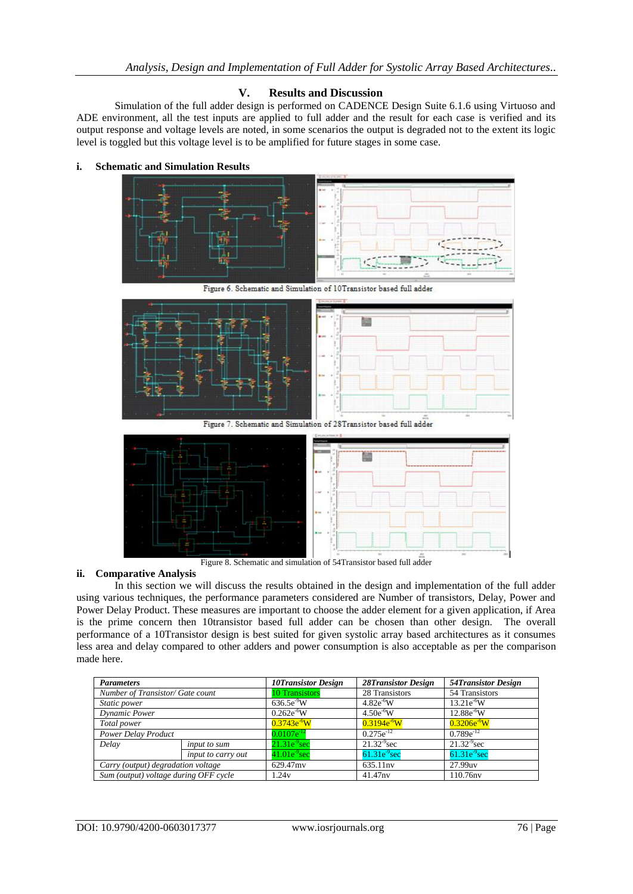## V. Results and Discussion

Simulation of the full adder design is performed on CADENCE Design Suite 6.1.6 using Virtuoso and ADE environment, all the test inputs are applied to full adder and the result for each case is verified and its output response and voltage levels are noted, in some scenarios the output is degraded not to the extent its logic level is toggled but this voltage level is to be amplified for future stages in some case.

### i. Schematic and Simulation Results

Figure 6. Schematic and Simulation of 10Transistor based full adder

Figure 7. Schematic and Simulation of 28Transistor based full adder

Figure 8. Schematic and simulation of 54Transistor based full adder

### ii. Comparative Analysis

In this section we will discuss the results obtained in the design and implementation of the full adder using various techniques, the performance parameters considered are Number of transistors, Delay, Power and Power Delay Product. These measures are important to choose the adder element for a given application, if Area is the prime concern then 10transistor based full adder can be chosen than other design. The overall performance of a 10Transistor design is best suited for given systolic array based architectures as it consumes less area and delay compared to other adders and power consumption is also acceptable as per the comparison made here.

| *Parameters* | | *10Transistor Design* | *28Transistor Design* | *54Transistor Design* |
|---|---|---|---|---|
| *Number of Transistor/ Gate count* | | 10 Transistors | 28 Transistors | 54 Transistors |
| *Static power* | | $636.5e^{-9}$W | $4.82e^{-6}$W | $13.21e^{-6}$W |
| *Dynamic Power* | | $0.262e^{-6}$W | $4.50e^{-6}$W | $12.88e^{-6}$W |
| *Total power* | | $0.3743e^{-6}$W | $0.3194e^{-6}$W | $0.3206e^{-6}$W |
| *Power Delay Product* | | $0.0107e^{-12}$ | $0.275e^{-12}$ | $0.789e^{-12}$ |
| *Delay* | *input to sum* | $21.31e^{-9}$sec | $21.32^{-9}$sec | $21.32^{-9}$sec |
| | *input to carry out* | $41.01e^{-9}$sec | $61.31e^{-9}$sec | $61.31e^{-9}$sec |
| *Carry (output) degradation voltage* | | 629.47mv | 635.11nv | 27.99uv |
| *Sum (output) voltage during OFF cycle* | | 1.24v | 41.47nv | 110.76nv |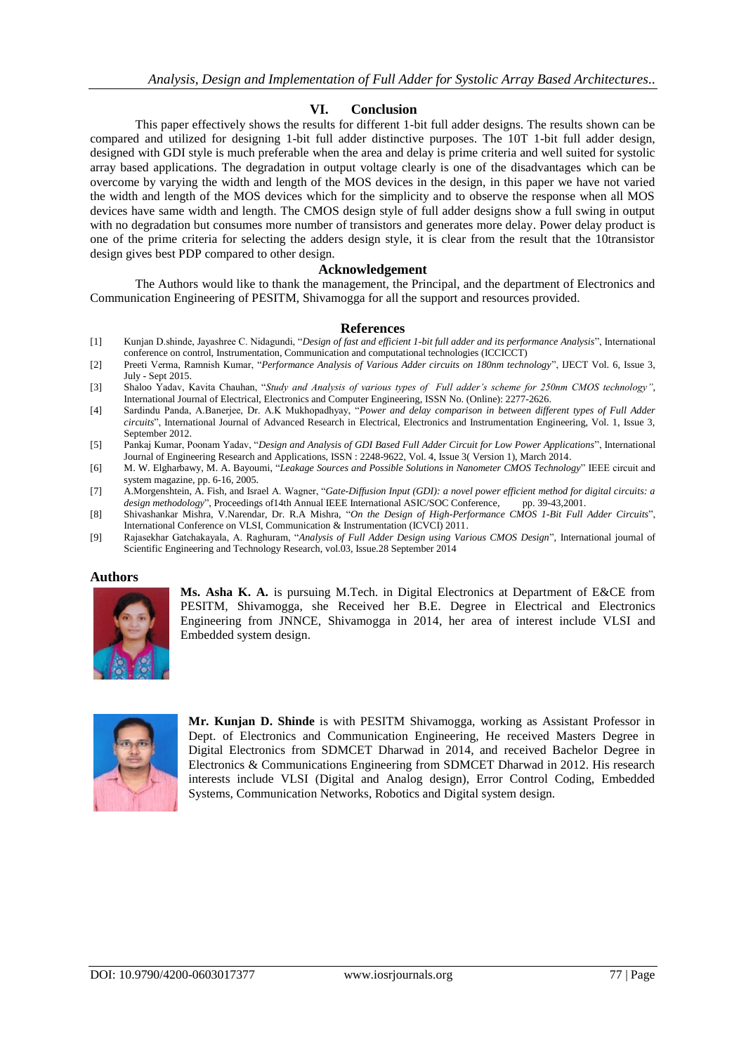## VI. Conclusion

This paper effectively shows the results for different 1-bit full adder designs. The results shown can be compared and utilized for designing 1-bit full adder distinctive purposes. The 10T 1-bit full adder design, designed with GDI style is much preferable when the area and delay is prime criteria and well suited for systolic array based applications. The degradation in output voltage clearly is one of the disadvantages which can be overcome by varying the width and length of the MOS devices in the design, in this paper we have not varied the width and length of the MOS devices which for the simplicity and to observe the response when all MOS devices have same width and length. The CMOS design style of full adder designs show a full swing in output with no degradation but consumes more number of transistors and generates more delay. Power delay product is one of the prime criteria for selecting the adders design style, it is clear from the result that the 10transistor design gives best PDP compared to other design.

### Acknowledgement

The Authors would like to thank the management, the Principal, and the department of Electronics and Communication Engineering of PESITM, Shivamogga for all the support and resources provided.

### References

[1] Kunjan D.shinde, Jayashree C. Nidagundi, "*Design of fast and efficient 1-bit full adder and its performance Analysis*", International conference on control, Instrumentation, Communication and computational technologies (ICCICCT)

[2] Preeti Verma, Ramnish Kumar, "*Performance Analysis of Various Adder circuits on 180nm technology*", IJECT Vol. 6, Issue 3, July - Sept 2015.

[3] Shaloo Yadav, Kavita Chauhan, "*Study and Analysis of various types of Full adder's scheme for 250nm CMOS technology"*, International Journal of Electrical, Electronics and Computer Engineering, ISSN No. (Online): 2277-2626.

[4] Sardindu Panda, A.Banerjee, Dr. A.K Mukhopadhyay, "*Power and delay comparison in between different types of Full Adder circuits*", International Journal of Advanced Research in Electrical, Electronics and Instrumentation Engineering, Vol. 1, Issue 3, September 2012.

[5] Pankaj Kumar, Poonam Yadav, "*Design and Analysis of GDI Based Full Adder Circuit for Low Power Applications*", International Journal of Engineering Research and Applications, ISSN : 2248-9622, Vol. 4, Issue 3( Version 1), March 2014.

[6] M. W. Elgharbawy, M. A. Bayoumi, "*Leakage Sources and Possible Solutions in Nanometer CMOS Technology*" IEEE circuit and system magazine, pp. 6-16, 2005.

[7] A.Morgenshtein, A. Fish, and Israel A. Wagner, "*Gate-Diffusion Input (GDI): a novel power efficient method for digital circuits: a design methodology*", Proceedings of14th Annual IEEE International ASIC/SOC Conference, pp. 39-43,2001.

[8] Shivashankar Mishra, V.Narendar, Dr. R.A Mishra, "*On the Design of High-Performance CMOS 1-Bit Full Adder Circuits*", International Conference on VLSI, Communication & Instrumentation (ICVCI) 2011.

[9] Rajasekhar Gatchakayala, A. Raghuram, "*Analysis of Full Adder Design using Various CMOS Design*", International journal of Scientific Engineering and Technology Research, vol.03, Issue.28 September 2014

### Authors

**Ms. Asha K. A.** is pursuing M.Tech. in Digital Electronics at Department of E&CE from PESITM, Shivamogga, she Received her B.E. Degree in Electrical and Electronics Engineering from JNNCE, Shivamogga in 2014, her area of interest include VLSI and Embedded system design.

**Mr. Kunjan D. Shinde** is with PESITM Shivamogga, working as Assistant Professor in Dept. of Electronics and Communication Engineering, He received Masters Degree in Digital Electronics from SDMCET Dharwad in 2014, and received Bachelor Degree in Electronics & Communications Engineering from SDMCET Dharwad in 2012. His research interests include VLSI (Digital and Analog design), Error Control Coding, Embedded Systems, Communication Networks, Robotics and Digital system design.